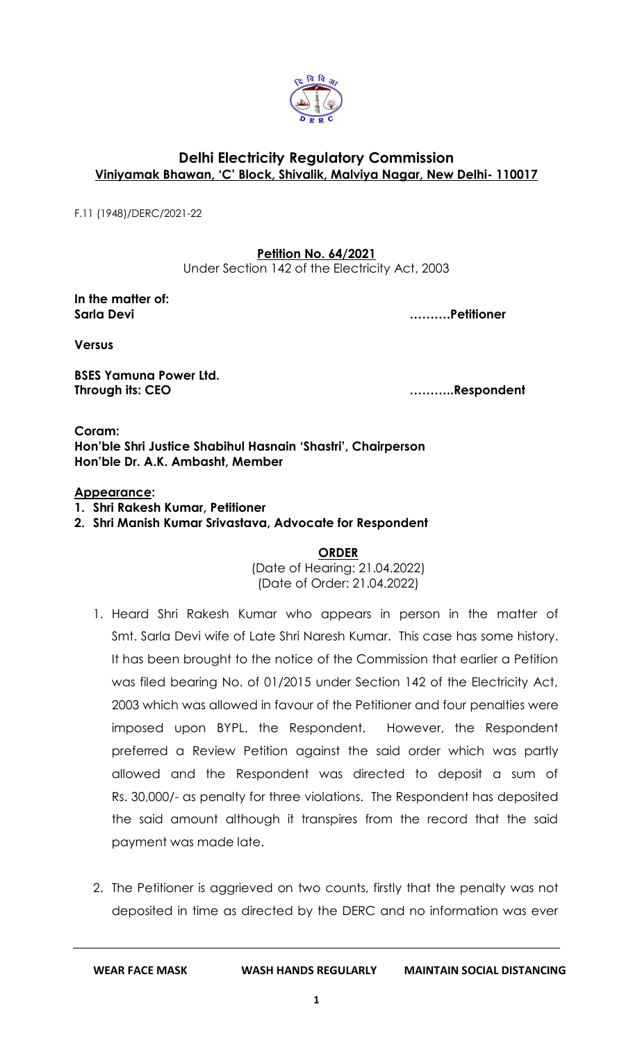# Delhi Electricity Regulatory Commission

**Viniyamak Bhawan, 'C' Block, Shivalik, Malviya Nagar, New Delhi- 110017**

F.11 (1948)/DERC/2021-22

**Petition No. 64/2021**

Under Section 142 of the Electricity Act, 2003

**In the matter of:**

**Sarla Devi ……….Petitioner**

**Versus**

**BSES Yamuna Power Ltd.**
**Through its: CEO ………..Respondent**

**Coram:**
**Hon'ble Shri Justice Shabihul Hasnain 'Shastri', Chairperson**
**Hon'ble Dr. A.K. Ambasht, Member**

**Appearance:**

1. **Shri Rakesh Kumar, Petitioner**
2. **Shri Manish Kumar Srivastava, Advocate for Respondent**

**ORDER**

(Date of Hearing: 21.04.2022)
(Date of Order: 21.04.2022)

1. Heard Shri Rakesh Kumar who appears in person in the matter of Smt. Sarla Devi wife of Late Shri Naresh Kumar. This case has some history. It has been brought to the notice of the Commission that earlier a Petition was filed bearing No. of 01/2015 under Section 142 of the Electricity Act, 2003 which was allowed in favour of the Petitioner and four penalties were imposed upon BYPL, the Respondent. However, the Respondent preferred a Review Petition against the said order which was partly allowed and the Respondent was directed to deposit a sum of Rs. 30,000/- as penalty for three violations. The Respondent has deposited the said amount although it transpires from the record that the said payment was made late.

2. The Petitioner is aggrieved on two counts, firstly that the penalty was not deposited in time as directed by the DERC and no information was ever

WEAR FACE MASK WASH HANDS REGULARLY MAINTAIN SOCIAL DISTANCING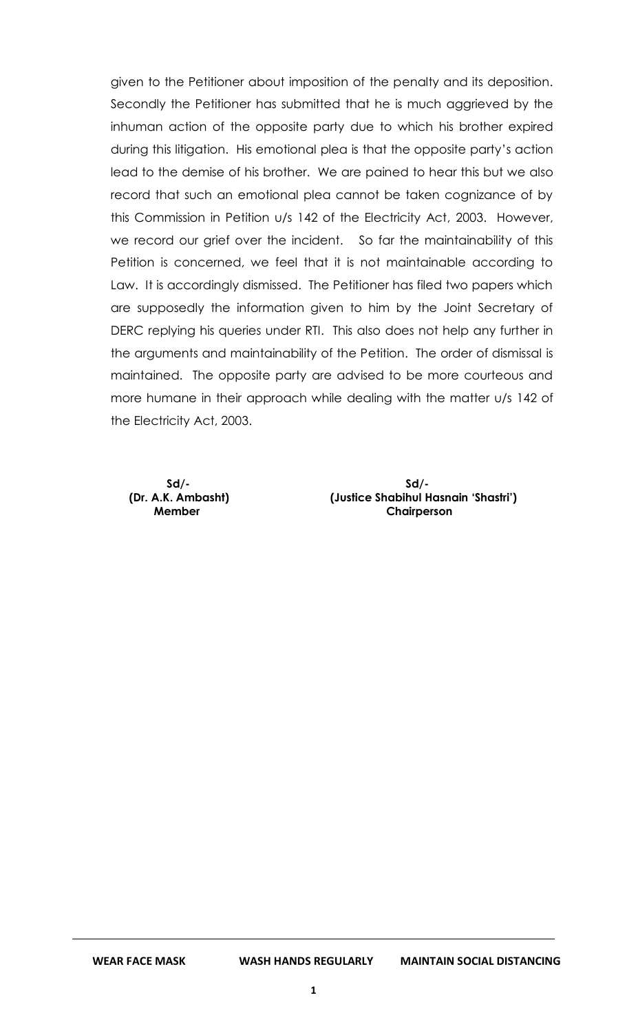given to the Petitioner about imposition of the penalty and its deposition. Secondly the Petitioner has submitted that he is much aggrieved by the inhuman action of the opposite party due to which his brother expired during this litigation. His emotional plea is that the opposite party's action lead to the demise of his brother. We are pained to hear this but we also record that such an emotional plea cannot be taken cognizance of by this Commission in Petition u/s 142 of the Electricity Act, 2003. However, we record our grief over the incident. So far the maintainability of this Petition is concerned, we feel that it is not maintainable according to Law. It is accordingly dismissed. The Petitioner has filed two papers which are supposedly the information given to him by the Joint Secretary of DERC replying his queries under RTI. This also does not help any further in the arguments and maintainability of the Petition. The order of dismissal is maintained. The opposite party are advised to be more courteous and more humane in their approach while dealing with the matter u/s 142 of the Electricity Act, 2003.

| | |
|---|---|
| **Sd/-** | **Sd/-** |
| **(Dr. A.K. Ambasht)** | **(Justice Shabihul Hasnain 'Shastri')** |
| **Member** | **Chairperson** |

**WEAR FACE MASK WASH HANDS REGULARLY MAINTAIN SOCIAL DISTANCING**